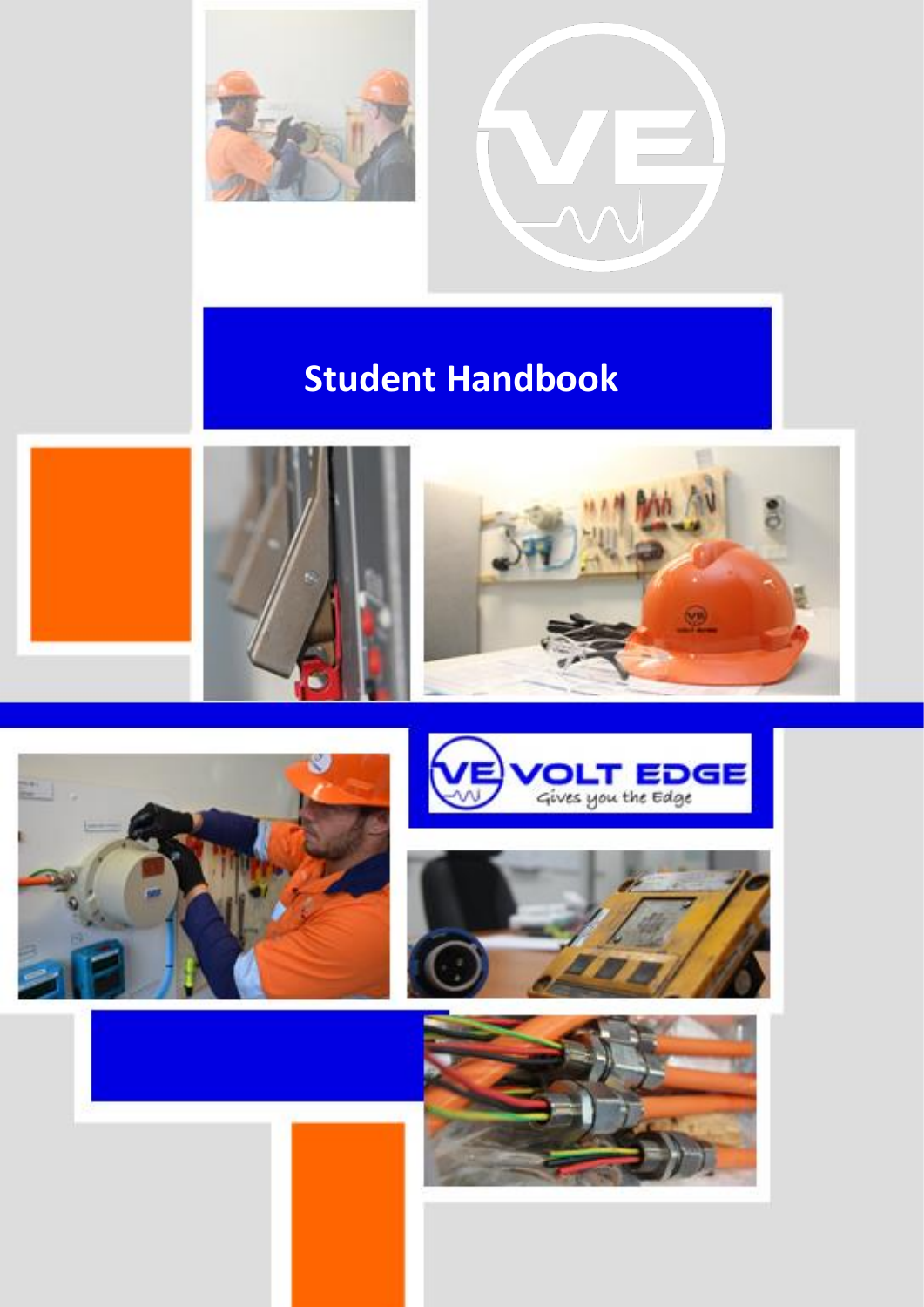# Student Handbook

VOLT EDGE

Gives you the Edge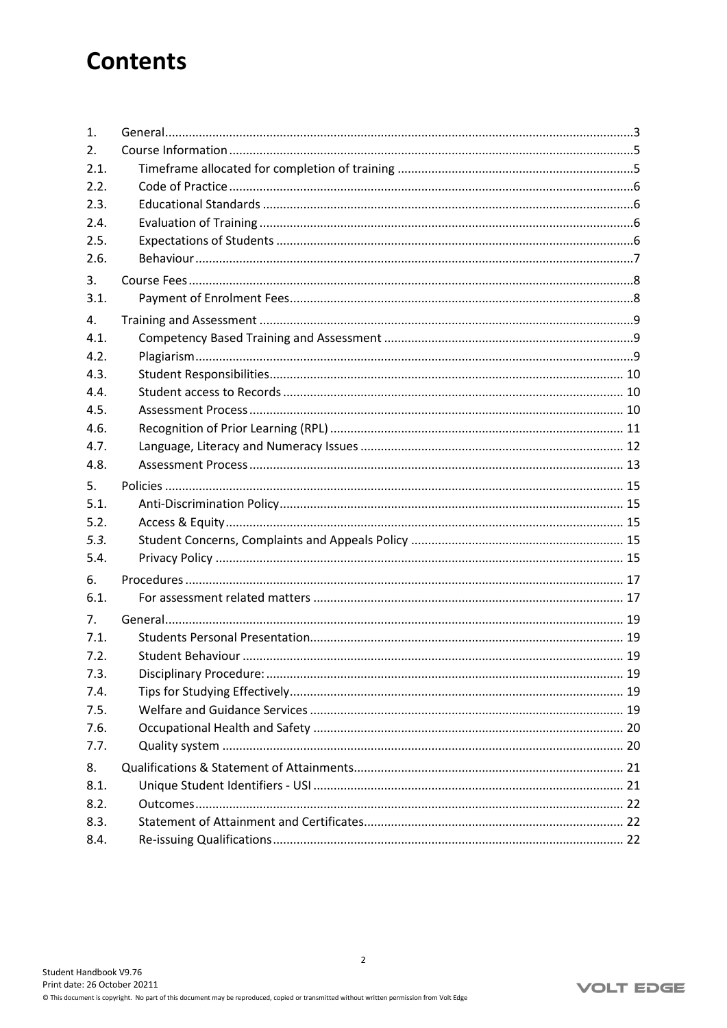# Contents

| | | |
|---|---|---|
| 1. | General | 3 |
| 2. | Course Information | 5 |
| 2.1. | Timeframe allocated for completion of training | 5 |
| 2.2. | Code of Practice | 6 |
| 2.3. | Educational Standards | 6 |
| 2.4. | Evaluation of Training | 6 |
| 2.5. | Expectations of Students | 6 |
| 2.6. | Behaviour | 7 |
| 3. | Course Fees | 8 |
| 3.1. | Payment of Enrolment Fees | 8 |
| 4. | Training and Assessment | 9 |
| 4.1. | Competency Based Training and Assessment | 9 |
| 4.2. | Plagiarism | 9 |
| 4.3. | Student Responsibilities | 10 |
| 4.4. | Student access to Records | 10 |
| 4.5. | Assessment Process | 10 |
| 4.6. | Recognition of Prior Learning (RPL) | 11 |
| 4.7. | Language, Literacy and Numeracy Issues | 12 |
| 4.8. | Assessment Process | 13 |
| 5. | Policies | 15 |
| 5.1. | Anti-Discrimination Policy | 15 |
| 5.2. | Access & Equity | 15 |
| *5.3.* | Student Concerns, Complaints and Appeals Policy | 15 |
| 5.4. | Privacy Policy | 15 |
| 6. | Procedures | 17 |
| 6.1. | For assessment related matters | 17 |
| 7. | General | 19 |
| 7.1. | Students Personal Presentation | 19 |
| 7.2. | Student Behaviour | 19 |
| 7.3. | Disciplinary Procedure: | 19 |
| 7.4. | Tips for Studying Effectively | 19 |
| 7.5. | Welfare and Guidance Services | 19 |
| 7.6. | Occupational Health and Safety | 20 |
| 7.7. | Quality system | 20 |
| 8. | Qualifications & Statement of Attainments | 21 |
| 8.1. | Unique Student Identifiers - USI | 21 |
| 8.2. | Outcomes | 22 |
| 8.3. | Statement of Attainment and Certificates | 22 |
| 8.4. | Re-issuing Qualifications | 22 |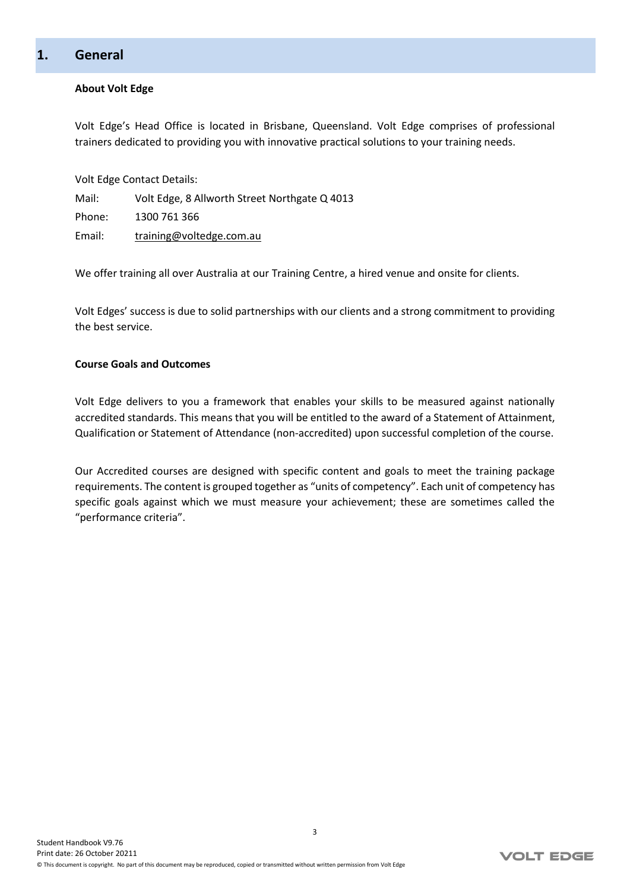# 1. General

**About Volt Edge**

Volt Edge's Head Office is located in Brisbane, Queensland. Volt Edge comprises of professional trainers dedicated to providing you with innovative practical solutions to your training needs.

Volt Edge Contact Details:

Mail: Volt Edge, 8 Allworth Street Northgate Q 4013

Phone: 1300 761 366

Email: training@voltedge.com.au

We offer training all over Australia at our Training Centre, a hired venue and onsite for clients.

Volt Edges' success is due to solid partnerships with our clients and a strong commitment to providing the best service.

**Course Goals and Outcomes**

Volt Edge delivers to you a framework that enables your skills to be measured against nationally accredited standards. This means that you will be entitled to the award of a Statement of Attainment, Qualification or Statement of Attendance (non-accredited) upon successful completion of the course.

Our Accredited courses are designed with specific content and goals to meet the training package requirements. The content is grouped together as "units of competency". Each unit of competency has specific goals against which we must measure your achievement; these are sometimes called the "performance criteria".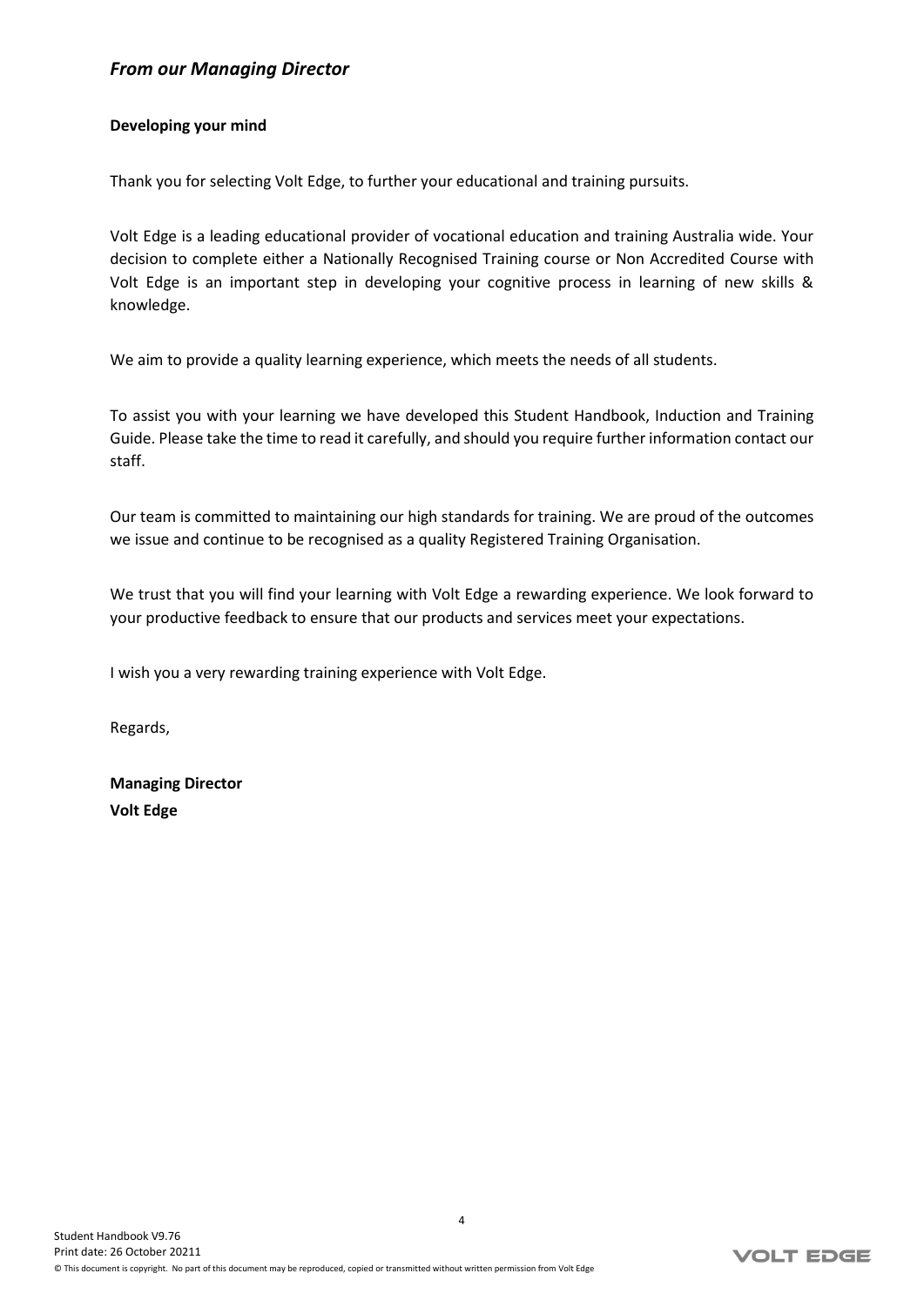## *From our Managing Director*

**Developing your mind**

Thank you for selecting Volt Edge, to further your educational and training pursuits.

Volt Edge is a leading educational provider of vocational education and training Australia wide. Your decision to complete either a Nationally Recognised Training course or Non Accredited Course with Volt Edge is an important step in developing your cognitive process in learning of new skills & knowledge.

We aim to provide a quality learning experience, which meets the needs of all students.

To assist you with your learning we have developed this Student Handbook, Induction and Training Guide. Please take the time to read it carefully, and should you require further information contact our staff.

Our team is committed to maintaining our high standards for training. We are proud of the outcomes we issue and continue to be recognised as a quality Registered Training Organisation.

We trust that you will find your learning with Volt Edge a rewarding experience. We look forward to your productive feedback to ensure that our products and services meet your expectations.

I wish you a very rewarding training experience with Volt Edge.

Regards,

**Managing Director**
**Volt Edge**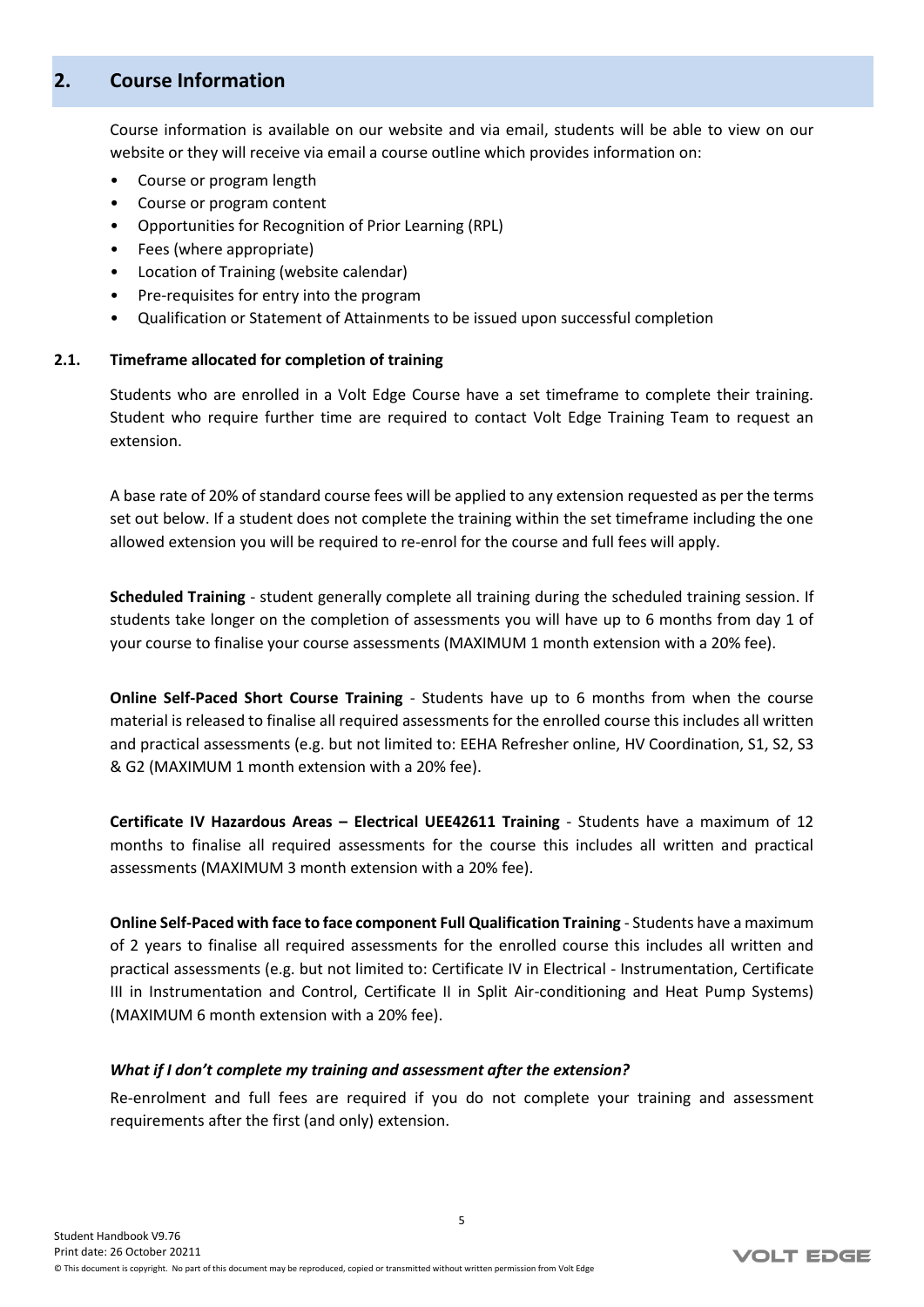## 2. Course Information

Course information is available on our website and via email, students will be able to view on our website or they will receive via email a course outline which provides information on:

- Course or program length
- Course or program content
- Opportunities for Recognition of Prior Learning (RPL)
- Fees (where appropriate)
- Location of Training (website calendar)
- Pre-requisites for entry into the program
- Qualification or Statement of Attainments to be issued upon successful completion

### 2.1. Timeframe allocated for completion of training

Students who are enrolled in a Volt Edge Course have a set timeframe to complete their training. Student who require further time are required to contact Volt Edge Training Team to request an extension.

A base rate of 20% of standard course fees will be applied to any extension requested as per the terms set out below. If a student does not complete the training within the set timeframe including the one allowed extension you will be required to re-enrol for the course and full fees will apply.

**Scheduled Training** - student generally complete all training during the scheduled training session. If students take longer on the completion of assessments you will have up to 6 months from day 1 of your course to finalise your course assessments (MAXIMUM 1 month extension with a 20% fee).

**Online Self-Paced Short Course Training** - Students have up to 6 months from when the course material is released to finalise all required assessments for the enrolled course this includes all written and practical assessments (e.g. but not limited to: EEHA Refresher online, HV Coordination, S1, S2, S3 & G2 (MAXIMUM 1 month extension with a 20% fee).

**Certificate IV Hazardous Areas – Electrical UEE42611 Training** - Students have a maximum of 12 months to finalise all required assessments for the course this includes all written and practical assessments (MAXIMUM 3 month extension with a 20% fee).

**Online Self-Paced with face to face component Full Qualification Training** - Students have a maximum of 2 years to finalise all required assessments for the enrolled course this includes all written and practical assessments (e.g. but not limited to: Certificate IV in Electrical - Instrumentation, Certificate III in Instrumentation and Control, Certificate II in Split Air-conditioning and Heat Pump Systems) (MAXIMUM 6 month extension with a 20% fee).

***What if I don't complete my training and assessment after the extension?***

Re-enrolment and full fees are required if you do not complete your training and assessment requirements after the first (and only) extension.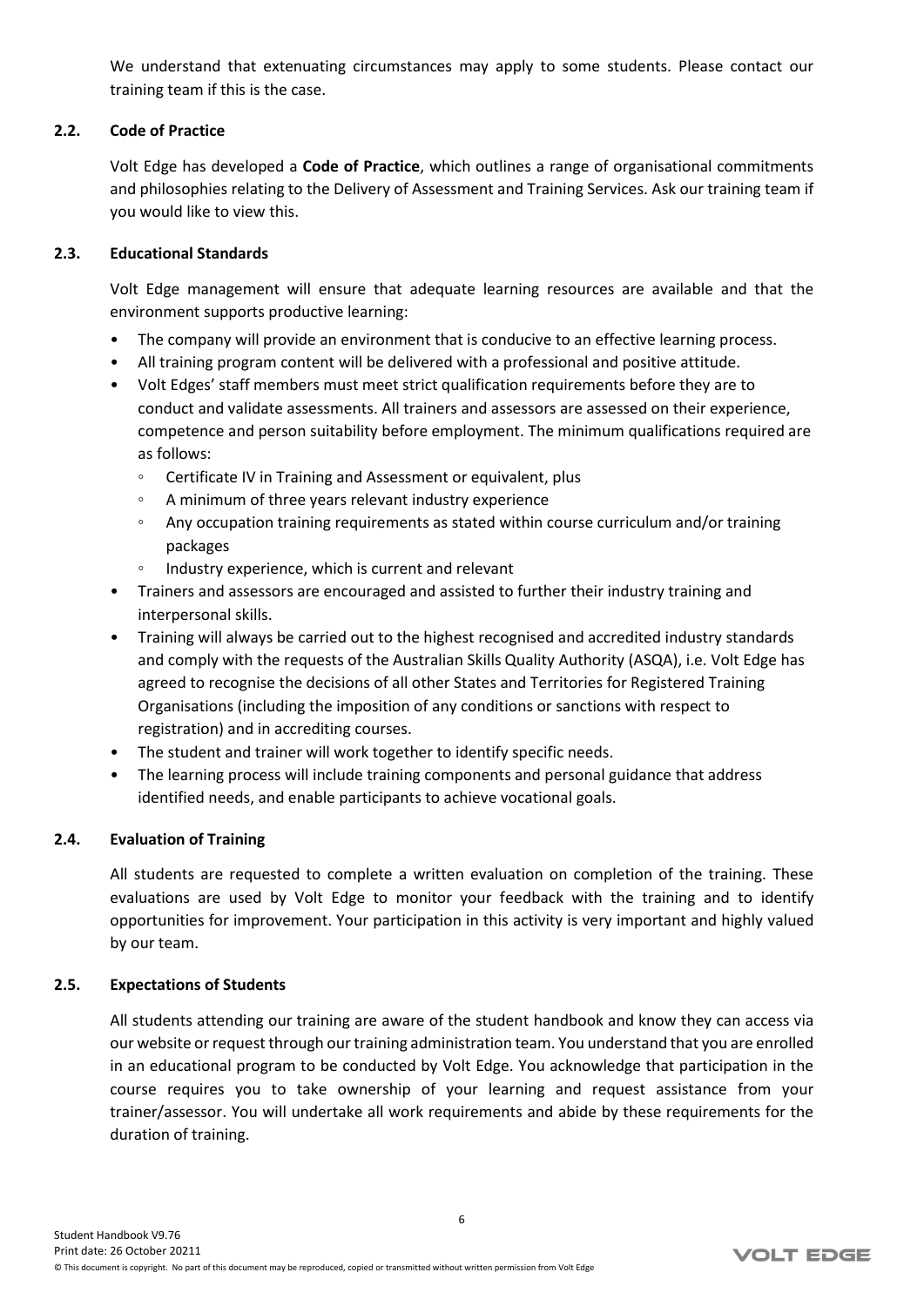We understand that extenuating circumstances may apply to some students. Please contact our training team if this is the case.

### 2.2. Code of Practice

Volt Edge has developed a **Code of Practice**, which outlines a range of organisational commitments and philosophies relating to the Delivery of Assessment and Training Services. Ask our training team if you would like to view this.

### 2.3. Educational Standards

Volt Edge management will ensure that adequate learning resources are available and that the environment supports productive learning:

- The company will provide an environment that is conducive to an effective learning process.
- All training program content will be delivered with a professional and positive attitude.
- Volt Edges' staff members must meet strict qualification requirements before they are to conduct and validate assessments. All trainers and assessors are assessed on their experience, competence and person suitability before employment. The minimum qualifications required are as follows:
  - Certificate IV in Training and Assessment or equivalent, plus
  - A minimum of three years relevant industry experience
  - Any occupation training requirements as stated within course curriculum and/or training packages
  - Industry experience, which is current and relevant
- Trainers and assessors are encouraged and assisted to further their industry training and interpersonal skills.
- Training will always be carried out to the highest recognised and accredited industry standards and comply with the requests of the Australian Skills Quality Authority (ASQA), i.e. Volt Edge has agreed to recognise the decisions of all other States and Territories for Registered Training Organisations (including the imposition of any conditions or sanctions with respect to registration) and in accrediting courses.
- The student and trainer will work together to identify specific needs.
- The learning process will include training components and personal guidance that address identified needs, and enable participants to achieve vocational goals.

### 2.4. Evaluation of Training

All students are requested to complete a written evaluation on completion of the training. These evaluations are used by Volt Edge to monitor your feedback with the training and to identify opportunities for improvement. Your participation in this activity is very important and highly valued by our team.

### 2.5. Expectations of Students

All students attending our training are aware of the student handbook and know they can access via our website or request through our training administration team. You understand that you are enrolled in an educational program to be conducted by Volt Edge. You acknowledge that participation in the course requires you to take ownership of your learning and request assistance from your trainer/assessor. You will undertake all work requirements and abide by these requirements for the duration of training.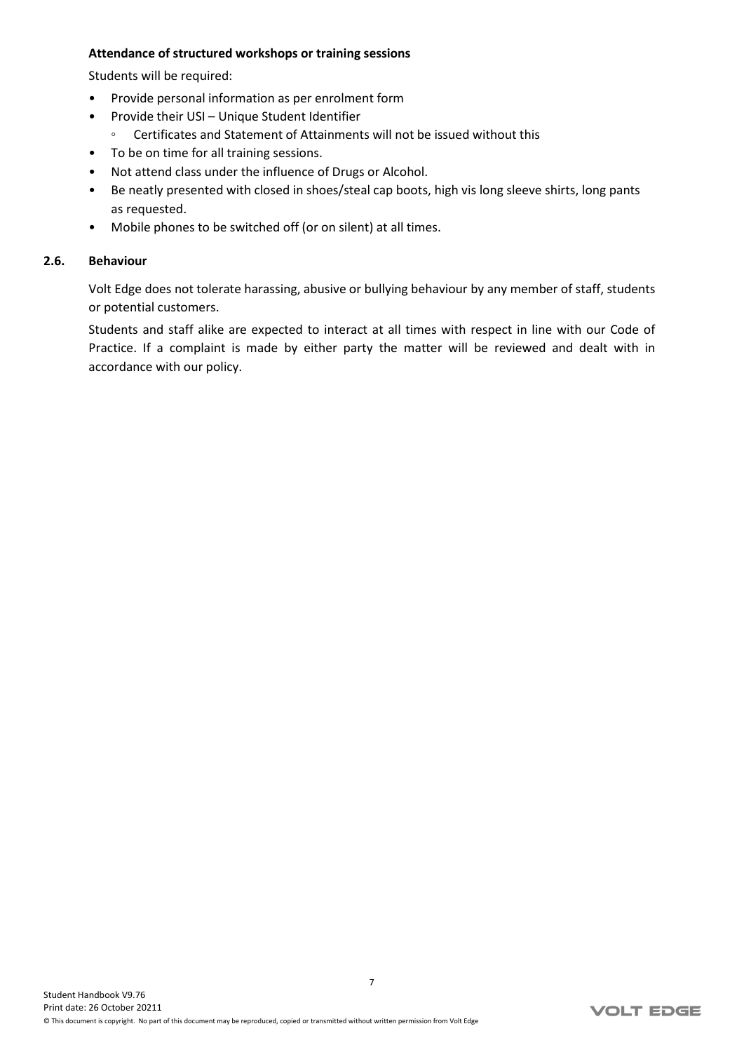**Attendance of structured workshops or training sessions**

Students will be required:

- Provide personal information as per enrolment form
- Provide their USI – Unique Student Identifier
    - Certificates and Statement of Attainments will not be issued without this
- To be on time for all training sessions.
- Not attend class under the influence of Drugs or Alcohol.
- Be neatly presented with closed in shoes/steal cap boots, high vis long sleeve shirts, long pants as requested.
- Mobile phones to be switched off (or on silent) at all times.

### 2.6. Behaviour

Volt Edge does not tolerate harassing, abusive or bullying behaviour by any member of staff, students or potential customers.

Students and staff alike are expected to interact at all times with respect in line with our Code of Practice. If a complaint is made by either party the matter will be reviewed and dealt with in accordance with our policy.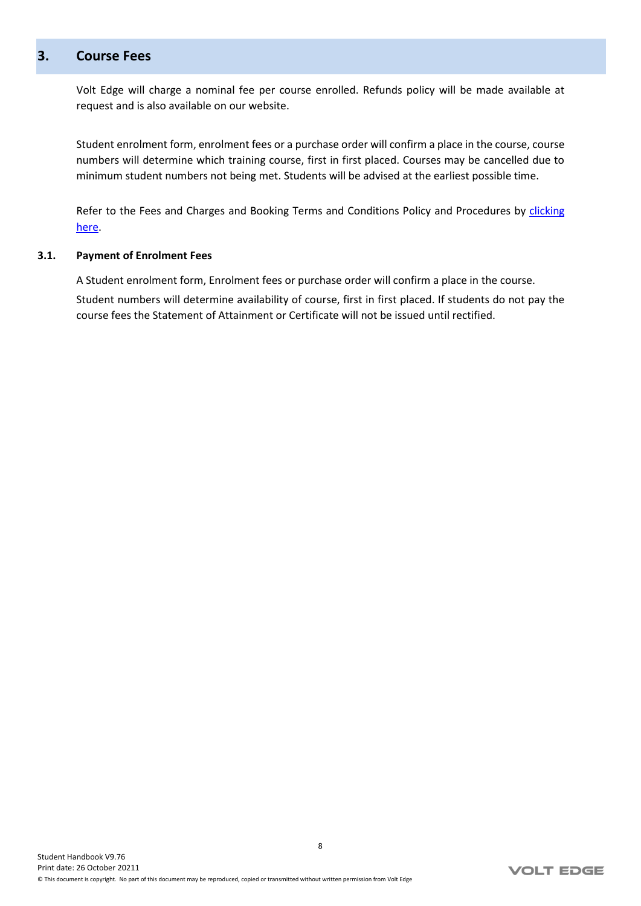## 3. Course Fees

Volt Edge will charge a nominal fee per course enrolled. Refunds policy will be made available at request and is also available on our website.

Student enrolment form, enrolment fees or a purchase order will confirm a place in the course, course numbers will determine which training course, first in first placed. Courses may be cancelled due to minimum student numbers not being met. Students will be advised at the earliest possible time.

Refer to the Fees and Charges and Booking Terms and Conditions Policy and Procedures by clicking here.

### 3.1. Payment of Enrolment Fees

A Student enrolment form, Enrolment fees or purchase order will confirm a place in the course.

Student numbers will determine availability of course, first in first placed. If students do not pay the course fees the Statement of Attainment or Certificate will not be issued until rectified.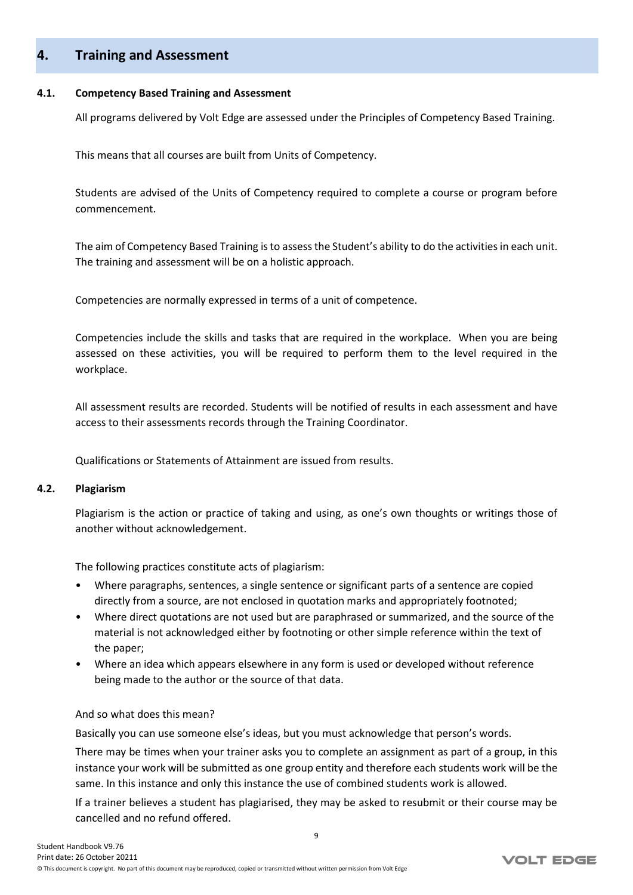# 4. Training and Assessment

## 4.1. Competency Based Training and Assessment

All programs delivered by Volt Edge are assessed under the Principles of Competency Based Training.

This means that all courses are built from Units of Competency.

Students are advised of the Units of Competency required to complete a course or program before commencement.

The aim of Competency Based Training is to assess the Student's ability to do the activities in each unit. The training and assessment will be on a holistic approach.

Competencies are normally expressed in terms of a unit of competence.

Competencies include the skills and tasks that are required in the workplace. When you are being assessed on these activities, you will be required to perform them to the level required in the workplace.

All assessment results are recorded. Students will be notified of results in each assessment and have access to their assessments records through the Training Coordinator.

Qualifications or Statements of Attainment are issued from results.

## 4.2. Plagiarism

Plagiarism is the action or practice of taking and using, as one's own thoughts or writings those of another without acknowledgement.

The following practices constitute acts of plagiarism:

- Where paragraphs, sentences, a single sentence or significant parts of a sentence are copied directly from a source, are not enclosed in quotation marks and appropriately footnoted;
- Where direct quotations are not used but are paraphrased or summarized, and the source of the material is not acknowledged either by footnoting or other simple reference within the text of the paper;
- Where an idea which appears elsewhere in any form is used or developed without reference being made to the author or the source of that data.

And so what does this mean?

Basically you can use someone else's ideas, but you must acknowledge that person's words.

There may be times when your trainer asks you to complete an assignment as part of a group, in this instance your work will be submitted as one group entity and therefore each students work will be the same. In this instance and only this instance the use of combined students work is allowed.

If a trainer believes a student has plagiarised, they may be asked to resubmit or their course may be cancelled and no refund offered.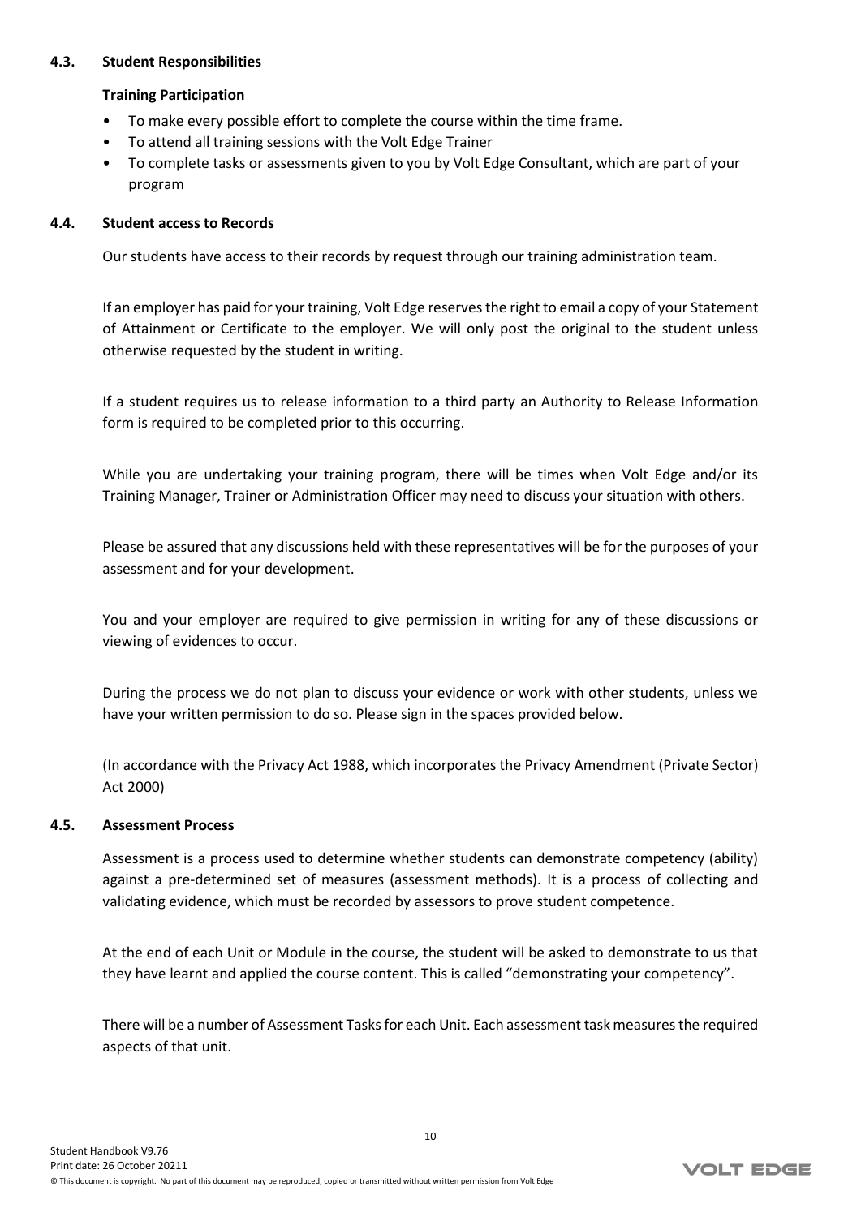### 4.3. Student Responsibilities

**Training Participation**

- To make every possible effort to complete the course within the time frame.
- To attend all training sessions with the Volt Edge Trainer
- To complete tasks or assessments given to you by Volt Edge Consultant, which are part of your program

### 4.4. Student access to Records

Our students have access to their records by request through our training administration team.

If an employer has paid for your training, Volt Edge reserves the right to email a copy of your Statement of Attainment or Certificate to the employer. We will only post the original to the student unless otherwise requested by the student in writing.

If a student requires us to release information to a third party an Authority to Release Information form is required to be completed prior to this occurring.

While you are undertaking your training program, there will be times when Volt Edge and/or its Training Manager, Trainer or Administration Officer may need to discuss your situation with others.

Please be assured that any discussions held with these representatives will be for the purposes of your assessment and for your development.

You and your employer are required to give permission in writing for any of these discussions or viewing of evidences to occur.

During the process we do not plan to discuss your evidence or work with other students, unless we have your written permission to do so. Please sign in the spaces provided below.

(In accordance with the Privacy Act 1988, which incorporates the Privacy Amendment (Private Sector) Act 2000)

### 4.5. Assessment Process

Assessment is a process used to determine whether students can demonstrate competency (ability) against a pre-determined set of measures (assessment methods). It is a process of collecting and validating evidence, which must be recorded by assessors to prove student competence.

At the end of each Unit or Module in the course, the student will be asked to demonstrate to us that they have learnt and applied the course content. This is called "demonstrating your competency".

There will be a number of Assessment Tasks for each Unit. Each assessment task measures the required aspects of that unit.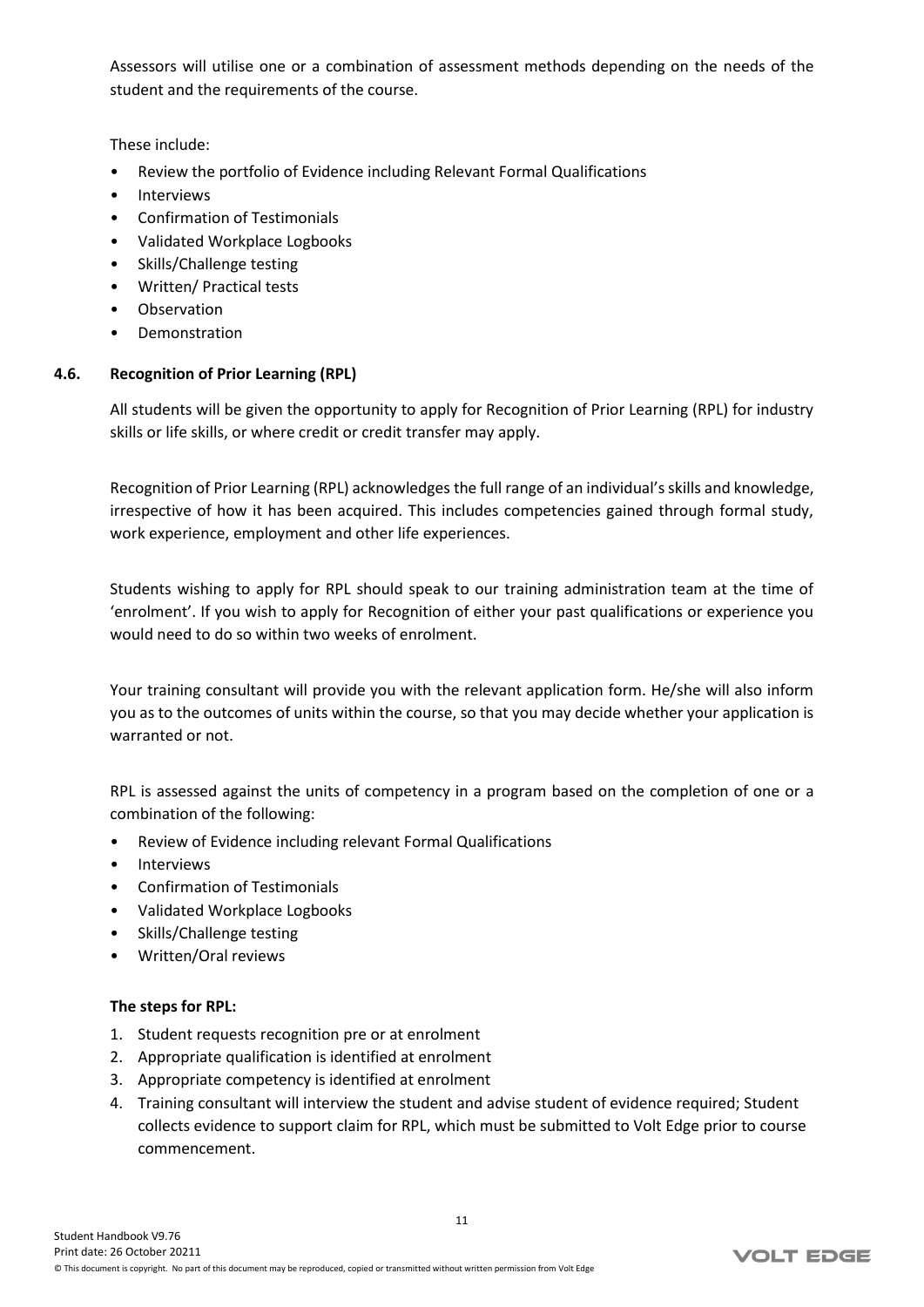Assessors will utilise one or a combination of assessment methods depending on the needs of the student and the requirements of the course.

These include:

- Review the portfolio of Evidence including Relevant Formal Qualifications
- Interviews
- Confirmation of Testimonials
- Validated Workplace Logbooks
- Skills/Challenge testing
- Written/ Practical tests
- Observation
- Demonstration

### 4.6. Recognition of Prior Learning (RPL)

All students will be given the opportunity to apply for Recognition of Prior Learning (RPL) for industry skills or life skills, or where credit or credit transfer may apply.

Recognition of Prior Learning (RPL) acknowledges the full range of an individual's skills and knowledge, irrespective of how it has been acquired. This includes competencies gained through formal study, work experience, employment and other life experiences.

Students wishing to apply for RPL should speak to our training administration team at the time of 'enrolment'. If you wish to apply for Recognition of either your past qualifications or experience you would need to do so within two weeks of enrolment.

Your training consultant will provide you with the relevant application form. He/she will also inform you as to the outcomes of units within the course, so that you may decide whether your application is warranted or not.

RPL is assessed against the units of competency in a program based on the completion of one or a combination of the following:

- Review of Evidence including relevant Formal Qualifications
- Interviews
- Confirmation of Testimonials
- Validated Workplace Logbooks
- Skills/Challenge testing
- Written/Oral reviews

**The steps for RPL:**

1. Student requests recognition pre or at enrolment
2. Appropriate qualification is identified at enrolment
3. Appropriate competency is identified at enrolment
4. Training consultant will interview the student and advise student of evidence required; Student collects evidence to support claim for RPL, which must be submitted to Volt Edge prior to course commencement.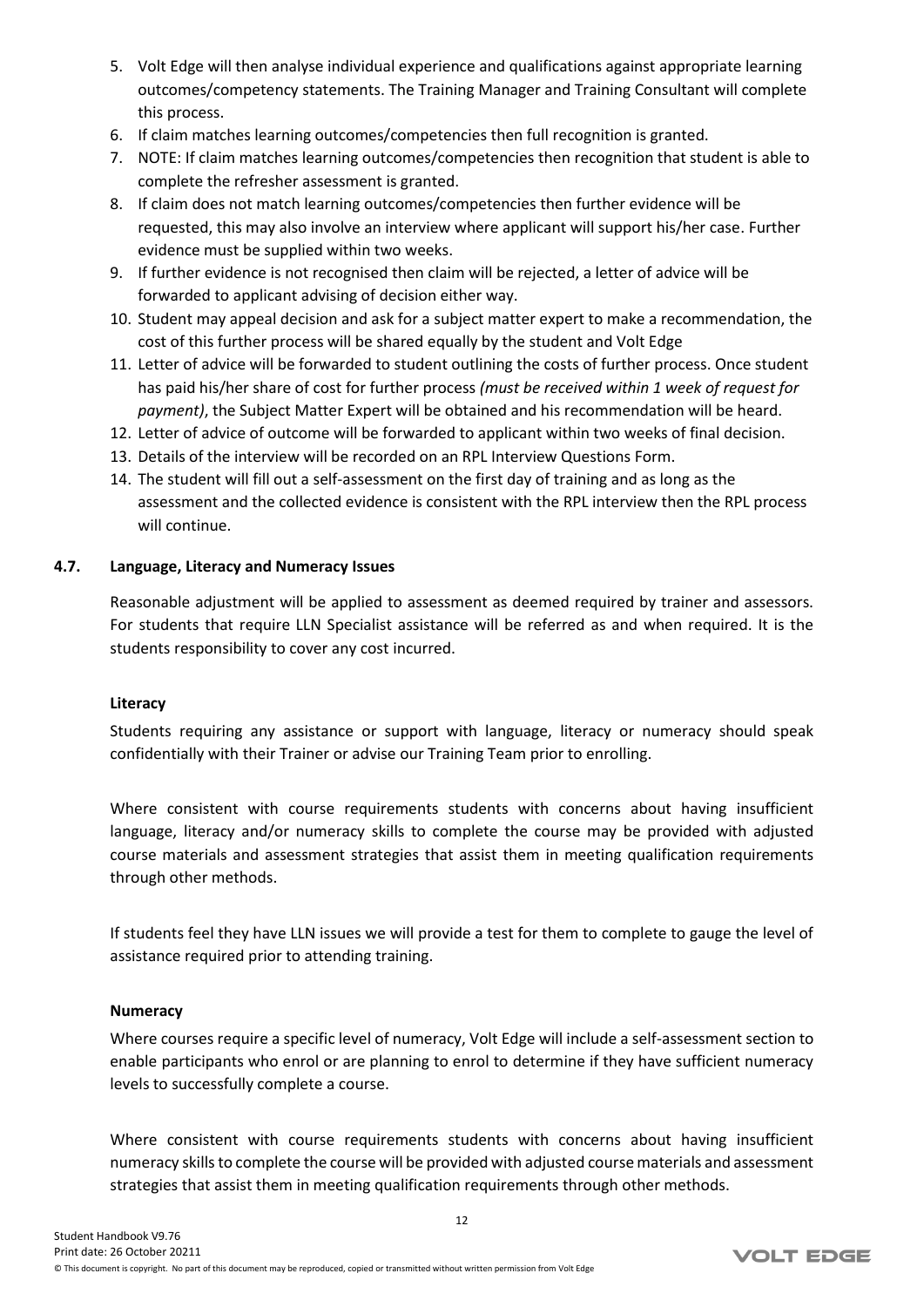5. Volt Edge will then analyse individual experience and qualifications against appropriate learning outcomes/competency statements. The Training Manager and Training Consultant will complete this process.
6. If claim matches learning outcomes/competencies then full recognition is granted.
7. NOTE: If claim matches learning outcomes/competencies then recognition that student is able to complete the refresher assessment is granted.
8. If claim does not match learning outcomes/competencies then further evidence will be requested, this may also involve an interview where applicant will support his/her case. Further evidence must be supplied within two weeks.
9. If further evidence is not recognised then claim will be rejected, a letter of advice will be forwarded to applicant advising of decision either way.
10. Student may appeal decision and ask for a subject matter expert to make a recommendation, the cost of this further process will be shared equally by the student and Volt Edge
11. Letter of advice will be forwarded to student outlining the costs of further process. Once student has paid his/her share of cost for further process *(must be received within 1 week of request for payment)*, the Subject Matter Expert will be obtained and his recommendation will be heard.
12. Letter of advice of outcome will be forwarded to applicant within two weeks of final decision.
13. Details of the interview will be recorded on an RPL Interview Questions Form.
14. The student will fill out a self-assessment on the first day of training and as long as the assessment and the collected evidence is consistent with the RPL interview then the RPL process will continue.

### 4.7. Language, Literacy and Numeracy Issues

Reasonable adjustment will be applied to assessment as deemed required by trainer and assessors. For students that require LLN Specialist assistance will be referred as and when required. It is the students responsibility to cover any cost incurred.

**Literacy**

Students requiring any assistance or support with language, literacy or numeracy should speak confidentially with their Trainer or advise our Training Team prior to enrolling.

Where consistent with course requirements students with concerns about having insufficient language, literacy and/or numeracy skills to complete the course may be provided with adjusted course materials and assessment strategies that assist them in meeting qualification requirements through other methods.

If students feel they have LLN issues we will provide a test for them to complete to gauge the level of assistance required prior to attending training.

**Numeracy**

Where courses require a specific level of numeracy, Volt Edge will include a self-assessment section to enable participants who enrol or are planning to enrol to determine if they have sufficient numeracy levels to successfully complete a course.

Where consistent with course requirements students with concerns about having insufficient numeracy skills to complete the course will be provided with adjusted course materials and assessment strategies that assist them in meeting qualification requirements through other methods.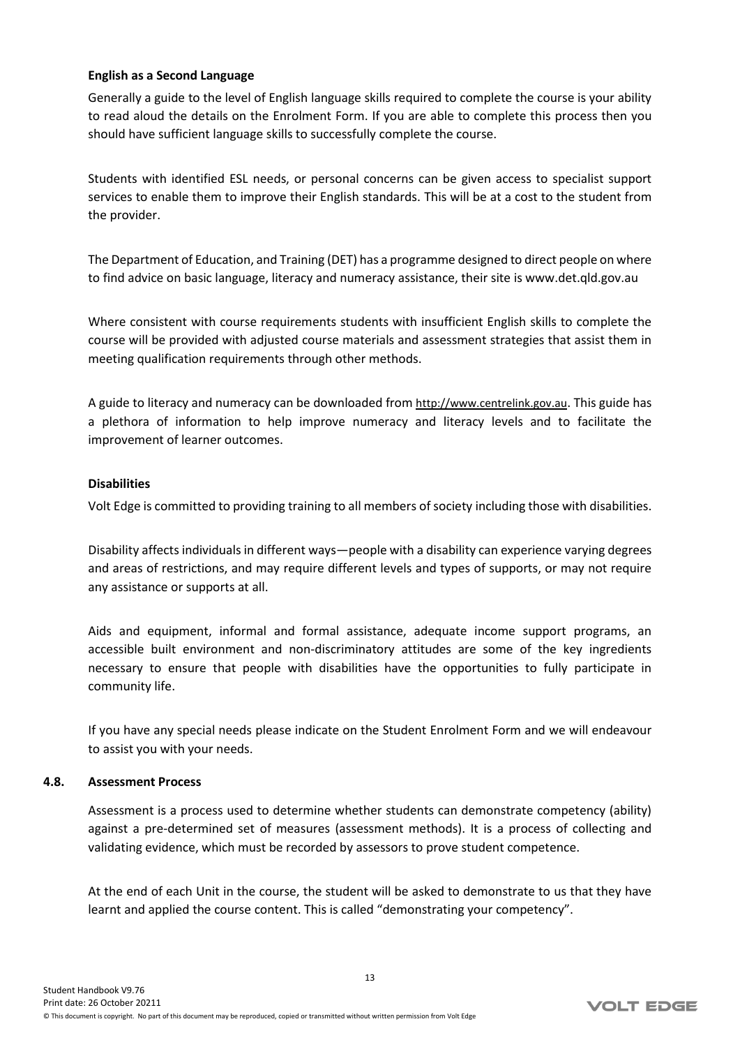**English as a Second Language**

Generally a guide to the level of English language skills required to complete the course is your ability to read aloud the details on the Enrolment Form. If you are able to complete this process then you should have sufficient language skills to successfully complete the course.

Students with identified ESL needs, or personal concerns can be given access to specialist support services to enable them to improve their English standards. This will be at a cost to the student from the provider.

The Department of Education, and Training (DET) has a programme designed to direct people on where to find advice on basic language, literacy and numeracy assistance, their site is www.det.qld.gov.au

Where consistent with course requirements students with insufficient English skills to complete the course will be provided with adjusted course materials and assessment strategies that assist them in meeting qualification requirements through other methods.

A guide to literacy and numeracy can be downloaded from http://www.centrelink.gov.au. This guide has a plethora of information to help improve numeracy and literacy levels and to facilitate the improvement of learner outcomes.

**Disabilities**

Volt Edge is committed to providing training to all members of society including those with disabilities.

Disability affects individuals in different ways—people with a disability can experience varying degrees and areas of restrictions, and may require different levels and types of supports, or may not require any assistance or supports at all.

Aids and equipment, informal and formal assistance, adequate income support programs, an accessible built environment and non-discriminatory attitudes are some of the key ingredients necessary to ensure that people with disabilities have the opportunities to fully participate in community life.

If you have any special needs please indicate on the Student Enrolment Form and we will endeavour to assist you with your needs.

### 4.8. Assessment Process

Assessment is a process used to determine whether students can demonstrate competency (ability) against a pre-determined set of measures (assessment methods). It is a process of collecting and validating evidence, which must be recorded by assessors to prove student competence.

At the end of each Unit in the course, the student will be asked to demonstrate to us that they have learnt and applied the course content. This is called "demonstrating your competency".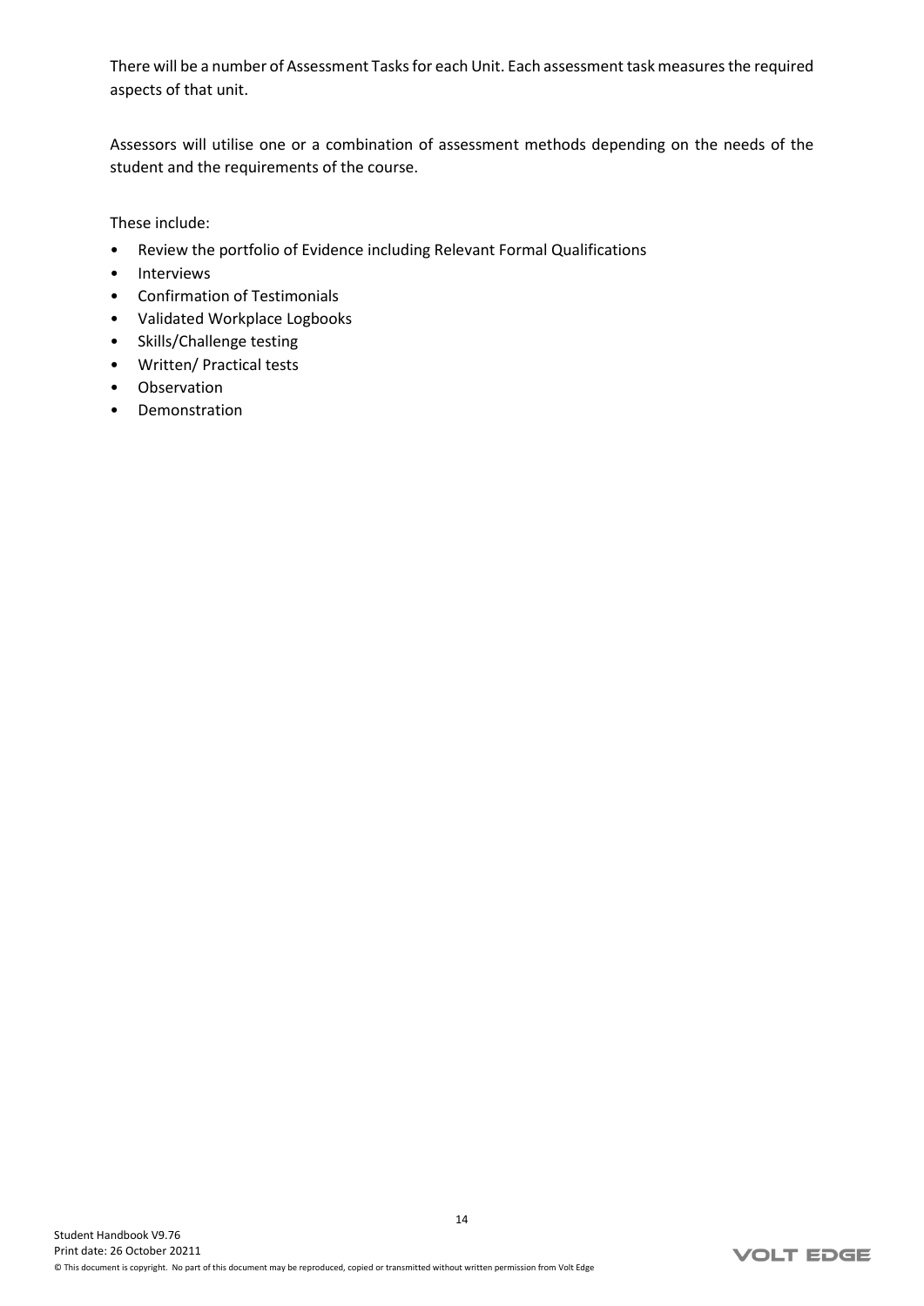There will be a number of Assessment Tasks for each Unit. Each assessment task measures the required aspects of that unit.

Assessors will utilise one or a combination of assessment methods depending on the needs of the student and the requirements of the course.

These include:

- Review the portfolio of Evidence including Relevant Formal Qualifications
- Interviews
- Confirmation of Testimonials
- Validated Workplace Logbooks
- Skills/Challenge testing
- Written/ Practical tests
- Observation
- Demonstration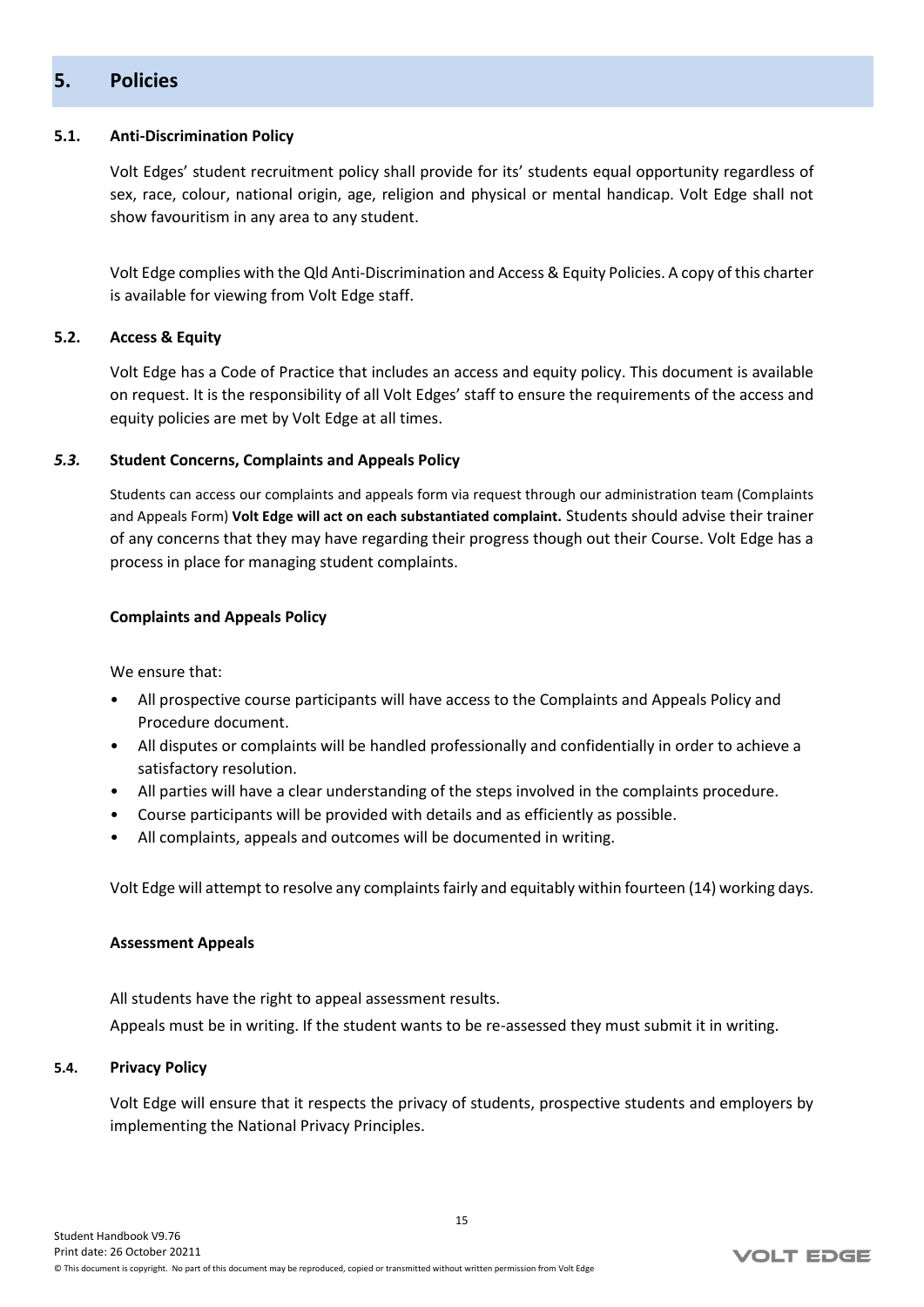## 5. Policies

### 5.1. Anti-Discrimination Policy

Volt Edges' student recruitment policy shall provide for its' students equal opportunity regardless of sex, race, colour, national origin, age, religion and physical or mental handicap. Volt Edge shall not show favouritism in any area to any student.

Volt Edge complies with the Qld Anti-Discrimination and Access & Equity Policies. A copy of this charter is available for viewing from Volt Edge staff.

### 5.2. Access & Equity

Volt Edge has a Code of Practice that includes an access and equity policy. This document is available on request. It is the responsibility of all Volt Edges' staff to ensure the requirements of the access and equity policies are met by Volt Edge at all times.

### *5.3.* Student Concerns, Complaints and Appeals Policy

Students can access our complaints and appeals form via request through our administration team (Complaints and Appeals Form) **Volt Edge will act on each substantiated complaint.** Students should advise their trainer of any concerns that they may have regarding their progress though out their Course. Volt Edge has a process in place for managing student complaints.

**Complaints and Appeals Policy**

We ensure that:

- All prospective course participants will have access to the Complaints and Appeals Policy and Procedure document.
- All disputes or complaints will be handled professionally and confidentially in order to achieve a satisfactory resolution.
- All parties will have a clear understanding of the steps involved in the complaints procedure.
- Course participants will be provided with details and as efficiently as possible.
- All complaints, appeals and outcomes will be documented in writing.

Volt Edge will attempt to resolve any complaints fairly and equitably within fourteen (14) working days.

**Assessment Appeals**

All students have the right to appeal assessment results.

Appeals must be in writing. If the student wants to be re-assessed they must submit it in writing.

### 5.4. Privacy Policy

Volt Edge will ensure that it respects the privacy of students, prospective students and employers by implementing the National Privacy Principles.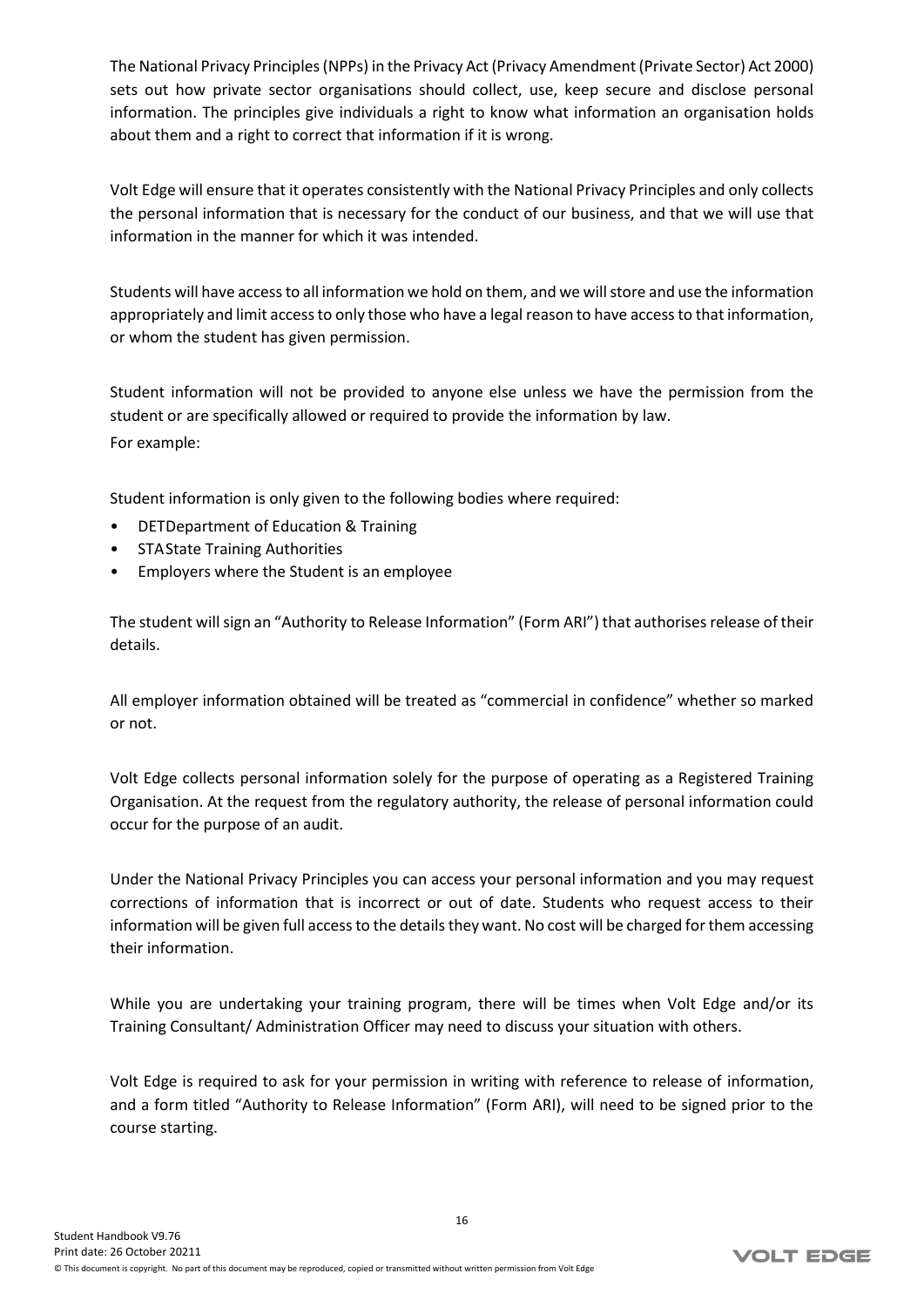The National Privacy Principles (NPPs) in the Privacy Act (Privacy Amendment (Private Sector) Act 2000) sets out how private sector organisations should collect, use, keep secure and disclose personal information. The principles give individuals a right to know what information an organisation holds about them and a right to correct that information if it is wrong.

Volt Edge will ensure that it operates consistently with the National Privacy Principles and only collects the personal information that is necessary for the conduct of our business, and that we will use that information in the manner for which it was intended.

Students will have access to all information we hold on them, and we will store and use the information appropriately and limit access to only those who have a legal reason to have access to that information, or whom the student has given permission.

Student information will not be provided to anyone else unless we have the permission from the student or are specifically allowed or required to provide the information by law.

For example:

Student information is only given to the following bodies where required:

- DETDepartment of Education & Training
- STAState Training Authorities
- Employers where the Student is an employee

The student will sign an "Authority to Release Information" (Form ARI") that authorises release of their details.

All employer information obtained will be treated as "commercial in confidence" whether so marked or not.

Volt Edge collects personal information solely for the purpose of operating as a Registered Training Organisation. At the request from the regulatory authority, the release of personal information could occur for the purpose of an audit.

Under the National Privacy Principles you can access your personal information and you may request corrections of information that is incorrect or out of date. Students who request access to their information will be given full access to the details they want. No cost will be charged for them accessing their information.

While you are undertaking your training program, there will be times when Volt Edge and/or its Training Consultant/ Administration Officer may need to discuss your situation with others.

Volt Edge is required to ask for your permission in writing with reference to release of information, and a form titled "Authority to Release Information" (Form ARI), will need to be signed prior to the course starting.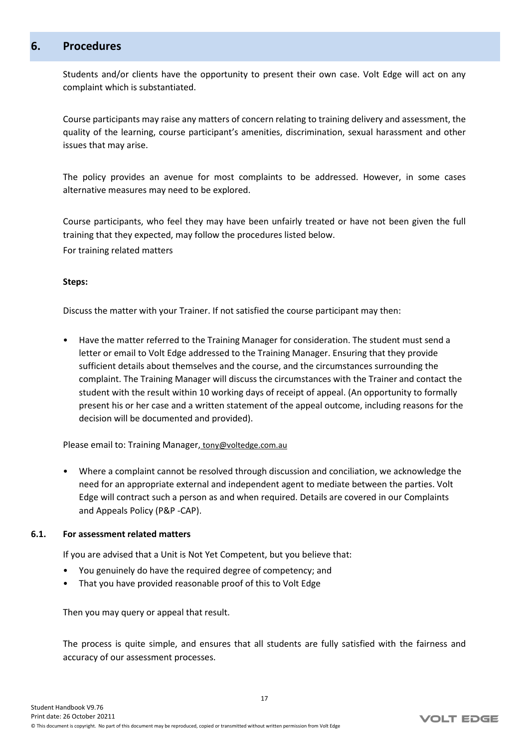## 6. Procedures

Students and/or clients have the opportunity to present their own case. Volt Edge will act on any complaint which is substantiated.

Course participants may raise any matters of concern relating to training delivery and assessment, the quality of the learning, course participant's amenities, discrimination, sexual harassment and other issues that may arise.

The policy provides an avenue for most complaints to be addressed. However, in some cases alternative measures may need to be explored.

Course participants, who feel they may have been unfairly treated or have not been given the full training that they expected, may follow the procedures listed below.

For training related matters

**Steps:**

Discuss the matter with your Trainer. If not satisfied the course participant may then:

- Have the matter referred to the Training Manager for consideration. The student must send a letter or email to Volt Edge addressed to the Training Manager. Ensuring that they provide sufficient details about themselves and the course, and the circumstances surrounding the complaint. The Training Manager will discuss the circumstances with the Trainer and contact the student with the result within 10 working days of receipt of appeal. (An opportunity to formally present his or her case and a written statement of the appeal outcome, including reasons for the decision will be documented and provided).

Please email to: Training Manager, tony@voltedge.com.au

- Where a complaint cannot be resolved through discussion and conciliation, we acknowledge the need for an appropriate external and independent agent to mediate between the parties. Volt Edge will contract such a person as and when required. Details are covered in our Complaints and Appeals Policy (P&P -CAP).

### 6.1. For assessment related matters

If you are advised that a Unit is Not Yet Competent, but you believe that:

- You genuinely do have the required degree of competency; and
- That you have provided reasonable proof of this to Volt Edge

Then you may query or appeal that result.

The process is quite simple, and ensures that all students are fully satisfied with the fairness and accuracy of our assessment processes.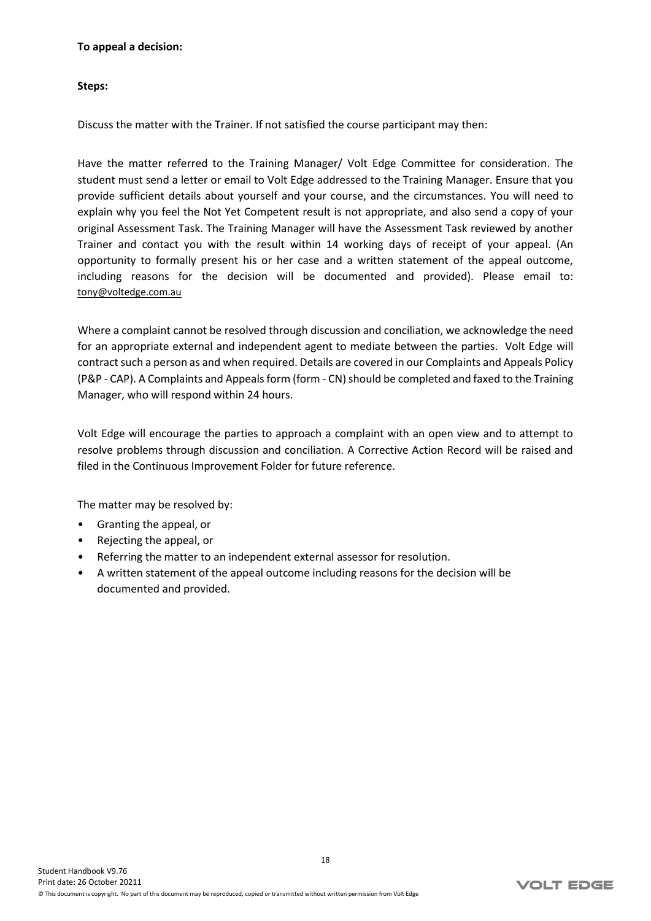**To appeal a decision:**

**Steps:**

Discuss the matter with the Trainer. If not satisfied the course participant may then:

Have the matter referred to the Training Manager/ Volt Edge Committee for consideration. The student must send a letter or email to Volt Edge addressed to the Training Manager. Ensure that you provide sufficient details about yourself and your course, and the circumstances. You will need to explain why you feel the Not Yet Competent result is not appropriate, and also send a copy of your original Assessment Task. The Training Manager will have the Assessment Task reviewed by another Trainer and contact you with the result within 14 working days of receipt of your appeal. (An opportunity to formally present his or her case and a written statement of the appeal outcome, including reasons for the decision will be documented and provided). Please email to: tony@voltedge.com.au

Where a complaint cannot be resolved through discussion and conciliation, we acknowledge the need for an appropriate external and independent agent to mediate between the parties. Volt Edge will contract such a person as and when required. Details are covered in our Complaints and Appeals Policy (P&P - CAP). A Complaints and Appeals form (form - CN) should be completed and faxed to the Training Manager, who will respond within 24 hours.

Volt Edge will encourage the parties to approach a complaint with an open view and to attempt to resolve problems through discussion and conciliation. A Corrective Action Record will be raised and filed in the Continuous Improvement Folder for future reference.

The matter may be resolved by:

- Granting the appeal, or
- Rejecting the appeal, or
- Referring the matter to an independent external assessor for resolution.
- A written statement of the appeal outcome including reasons for the decision will be documented and provided.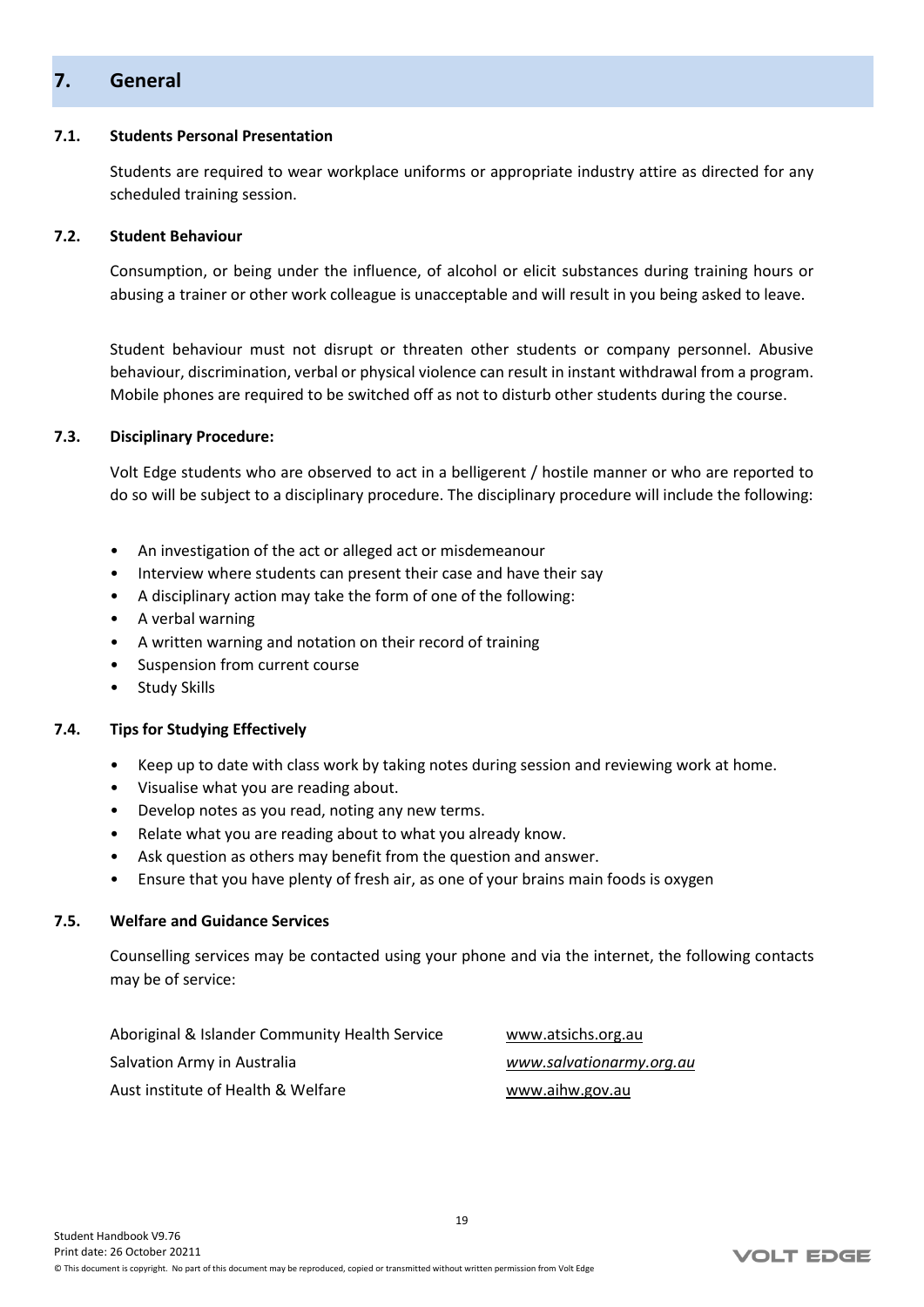## 7. General

### 7.1. Students Personal Presentation

Students are required to wear workplace uniforms or appropriate industry attire as directed for any scheduled training session.

### 7.2. Student Behaviour

Consumption, or being under the influence, of alcohol or elicit substances during training hours or abusing a trainer or other work colleague is unacceptable and will result in you being asked to leave.

Student behaviour must not disrupt or threaten other students or company personnel. Abusive behaviour, discrimination, verbal or physical violence can result in instant withdrawal from a program. Mobile phones are required to be switched off as not to disturb other students during the course.

### 7.3. Disciplinary Procedure:

Volt Edge students who are observed to act in a belligerent / hostile manner or who are reported to do so will be subject to a disciplinary procedure. The disciplinary procedure will include the following:

- An investigation of the act or alleged act or misdemeanour
- Interview where students can present their case and have their say
- A disciplinary action may take the form of one of the following:
- A verbal warning
- A written warning and notation on their record of training
- Suspension from current course
- Study Skills

### 7.4. Tips for Studying Effectively

- Keep up to date with class work by taking notes during session and reviewing work at home.
- Visualise what you are reading about.
- Develop notes as you read, noting any new terms.
- Relate what you are reading about to what you already know.
- Ask question as others may benefit from the question and answer.
- Ensure that you have plenty of fresh air, as one of your brains main foods is oxygen

### 7.5. Welfare and Guidance Services

Counselling services may be contacted using your phone and via the internet, the following contacts may be of service:

| | |
|---|---|
| Aboriginal & Islander Community Health Service | www.atsichs.org.au |
| Salvation Army in Australia | *www.salvationarmy.org.au* |
| Aust institute of Health & Welfare | www.aihw.gov.au |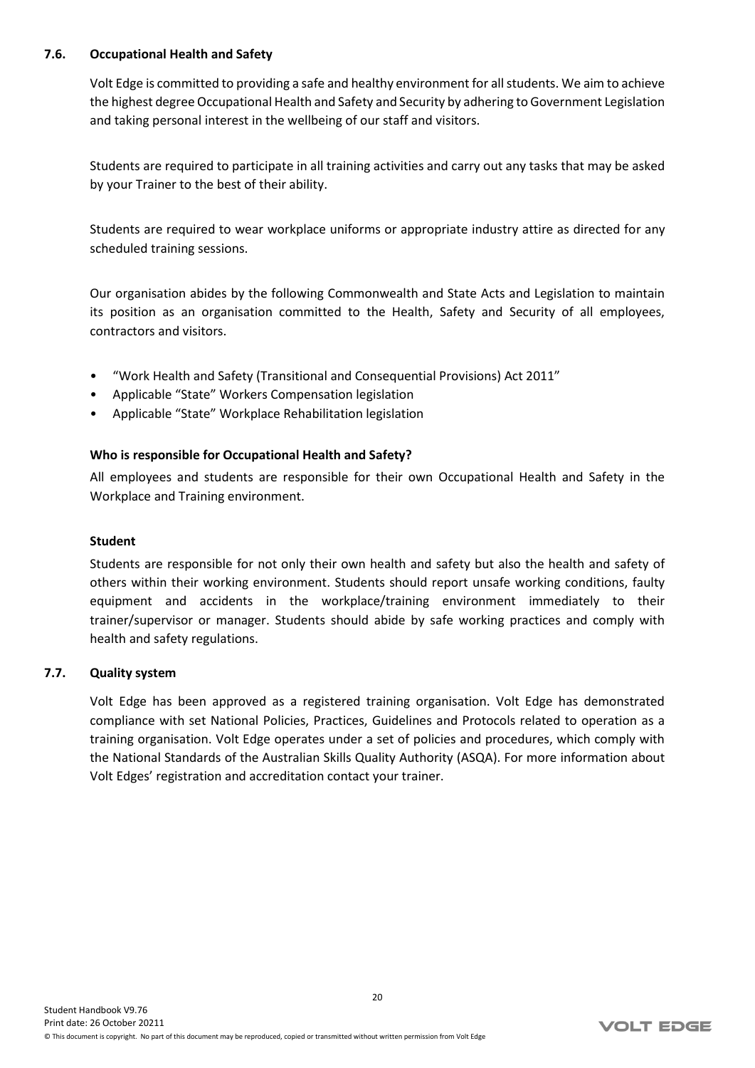## 7.6. Occupational Health and Safety

Volt Edge is committed to providing a safe and healthy environment for all students. We aim to achieve the highest degree Occupational Health and Safety and Security by adhering to Government Legislation and taking personal interest in the wellbeing of our staff and visitors.

Students are required to participate in all training activities and carry out any tasks that may be asked by your Trainer to the best of their ability.

Students are required to wear workplace uniforms or appropriate industry attire as directed for any scheduled training sessions.

Our organisation abides by the following Commonwealth and State Acts and Legislation to maintain its position as an organisation committed to the Health, Safety and Security of all employees, contractors and visitors.

- "Work Health and Safety (Transitional and Consequential Provisions) Act 2011"
- Applicable "State" Workers Compensation legislation
- Applicable "State" Workplace Rehabilitation legislation

### Who is responsible for Occupational Health and Safety?

All employees and students are responsible for their own Occupational Health and Safety in the Workplace and Training environment.

### Student

Students are responsible for not only their own health and safety but also the health and safety of others within their working environment. Students should report unsafe working conditions, faulty equipment and accidents in the workplace/training environment immediately to their trainer/supervisor or manager. Students should abide by safe working practices and comply with health and safety regulations.

## 7.7. Quality system

Volt Edge has been approved as a registered training organisation. Volt Edge has demonstrated compliance with set National Policies, Practices, Guidelines and Protocols related to operation as a training organisation. Volt Edge operates under a set of policies and procedures, which comply with the National Standards of the Australian Skills Quality Authority (ASQA). For more information about Volt Edges' registration and accreditation contact your trainer.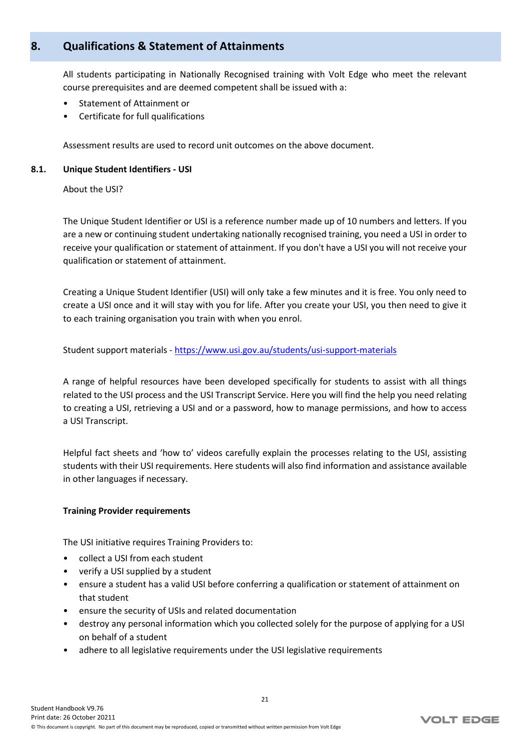# 8. Qualifications & Statement of Attainments

All students participating in Nationally Recognised training with Volt Edge who meet the relevant course prerequisites and are deemed competent shall be issued with a:

- Statement of Attainment or
- Certificate for full qualifications

Assessment results are used to record unit outcomes on the above document.

## 8.1. Unique Student Identifiers - USI

About the USI?

The Unique Student Identifier or USI is a reference number made up of 10 numbers and letters. If you are a new or continuing student undertaking nationally recognised training, you need a USI in order to receive your qualification or statement of attainment. If you don't have a USI you will not receive your qualification or statement of attainment.

Creating a Unique Student Identifier (USI) will only take a few minutes and it is free. You only need to create a USI once and it will stay with you for life. After you create your USI, you then need to give it to each training organisation you train with when you enrol.

Student support materials - https://www.usi.gov.au/students/usi-support-materials

A range of helpful resources have been developed specifically for students to assist with all things related to the USI process and the USI Transcript Service. Here you will find the help you need relating to creating a USI, retrieving a USI and or a password, how to manage permissions, and how to access a USI Transcript.

Helpful fact sheets and 'how to' videos carefully explain the processes relating to the USI, assisting students with their USI requirements. Here students will also find information and assistance available in other languages if necessary.

**Training Provider requirements**

The USI initiative requires Training Providers to:

- collect a USI from each student
- verify a USI supplied by a student
- ensure a student has a valid USI before conferring a qualification or statement of attainment on that student
- ensure the security of USIs and related documentation
- destroy any personal information which you collected solely for the purpose of applying for a USI on behalf of a student
- adhere to all legislative requirements under the USI legislative requirements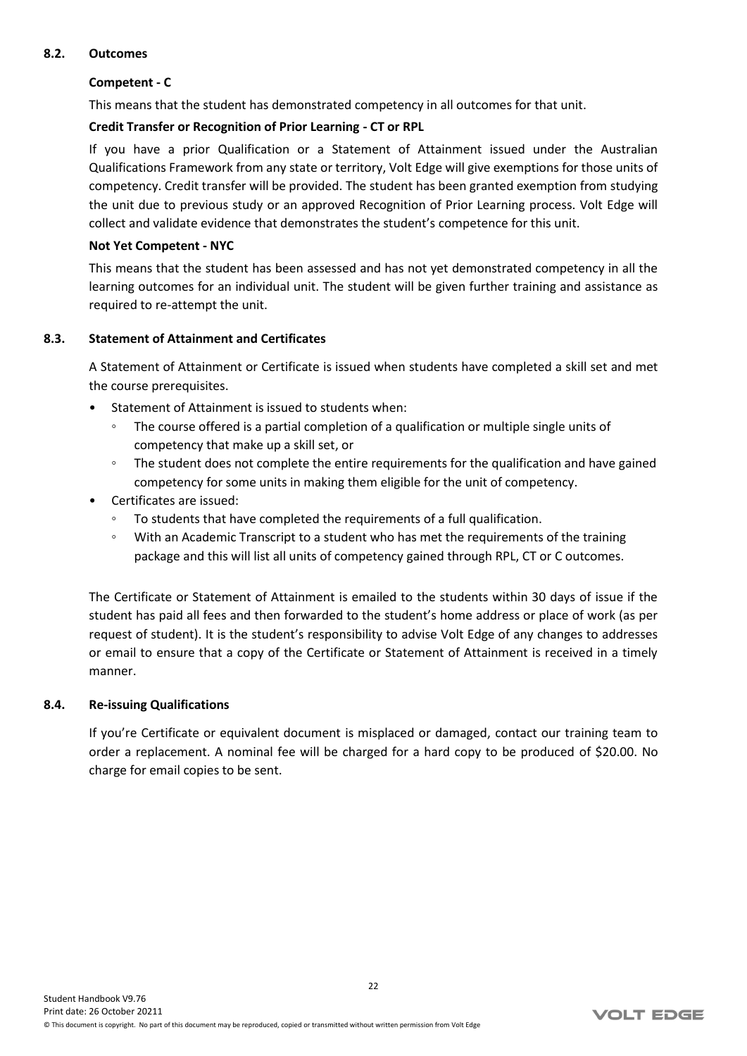### 8.2. Outcomes

**Competent - C**

This means that the student has demonstrated competency in all outcomes for that unit.

**Credit Transfer or Recognition of Prior Learning - CT or RPL**

If you have a prior Qualification or a Statement of Attainment issued under the Australian Qualifications Framework from any state or territory, Volt Edge will give exemptions for those units of competency. Credit transfer will be provided. The student has been granted exemption from studying the unit due to previous study or an approved Recognition of Prior Learning process. Volt Edge will collect and validate evidence that demonstrates the student's competence for this unit.

**Not Yet Competent - NYC**

This means that the student has been assessed and has not yet demonstrated competency in all the learning outcomes for an individual unit. The student will be given further training and assistance as required to re-attempt the unit.

### 8.3. Statement of Attainment and Certificates

A Statement of Attainment or Certificate is issued when students have completed a skill set and met the course prerequisites.

- Statement of Attainment is issued to students when:
  - The course offered is a partial completion of a qualification or multiple single units of competency that make up a skill set, or
  - The student does not complete the entire requirements for the qualification and have gained competency for some units in making them eligible for the unit of competency.
- Certificates are issued:
  - To students that have completed the requirements of a full qualification.
  - With an Academic Transcript to a student who has met the requirements of the training package and this will list all units of competency gained through RPL, CT or C outcomes.

The Certificate or Statement of Attainment is emailed to the students within 30 days of issue if the student has paid all fees and then forwarded to the student's home address or place of work (as per request of student). It is the student's responsibility to advise Volt Edge of any changes to addresses or email to ensure that a copy of the Certificate or Statement of Attainment is received in a timely manner.

### 8.4. Re-issuing Qualifications

If you're Certificate or equivalent document is misplaced or damaged, contact our training team to order a replacement. A nominal fee will be charged for a hard copy to be produced of $20.00. No charge for email copies to be sent.